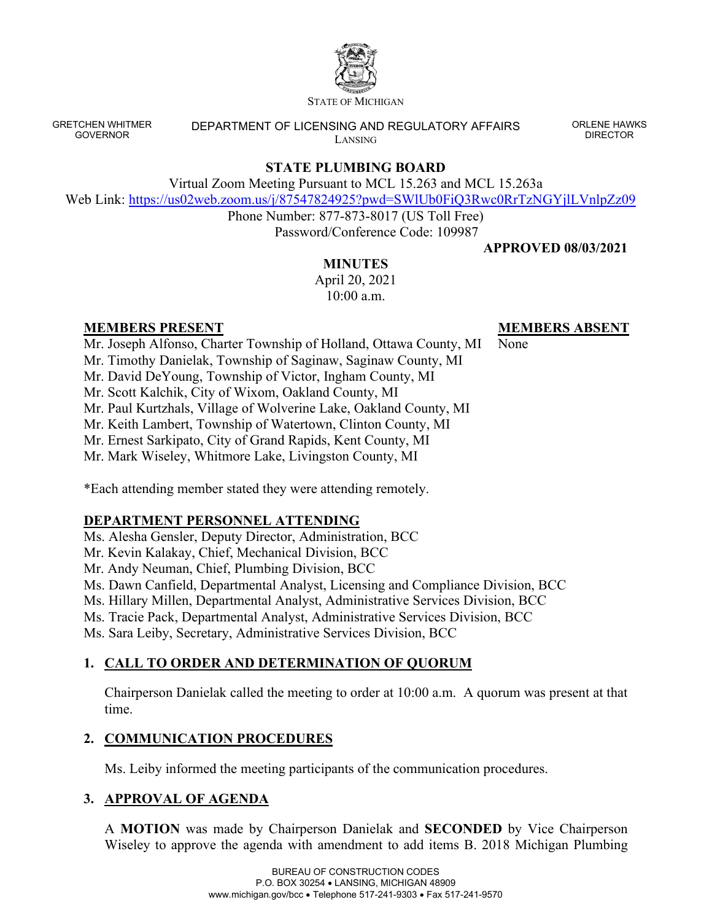STATE OF MICHIGAN

GRETCHEN WHITMER
GOVERNOR

DEPARTMENT OF LICENSING AND REGULATORY AFFAIRS
LANSING

ORLENE HAWKS
DIRECTOR

**STATE PLUMBING BOARD**

Virtual Zoom Meeting Pursuant to MCL 15.263 and MCL 15.263a

Web Link: https://us02web.zoom.us/j/87547824925?pwd=SWlUb0FiQ3Rwc0RrTzNGYjlLVnlpZz09

Phone Number: 877-873-8017 (US Toll Free)

Password/Conference Code: 109987

**APPROVED 08/03/2021**

**MINUTES**

April 20, 2021

10:00 a.m.

**MEMBERS PRESENT**

Mr. Joseph Alfonso, Charter Township of Holland, Ottawa County, MI
Mr. Timothy Danielak, Township of Saginaw, Saginaw County, MI
Mr. David DeYoung, Township of Victor, Ingham County, MI
Mr. Scott Kalchik, City of Wixom, Oakland County, MI
Mr. Paul Kurtzhals, Village of Wolverine Lake, Oakland County, MI
Mr. Keith Lambert, Township of Watertown, Clinton County, MI
Mr. Ernest Sarkipato, City of Grand Rapids, Kent County, MI
Mr. Mark Wiseley, Whitmore Lake, Livingston County, MI

**MEMBERS ABSENT**

None

*Each attending member stated they were attending remotely.

**DEPARTMENT PERSONNEL ATTENDING**

Ms. Alesha Gensler, Deputy Director, Administration, BCC
Mr. Kevin Kalakay, Chief, Mechanical Division, BCC
Mr. Andy Neuman, Chief, Plumbing Division, BCC
Ms. Dawn Canfield, Departmental Analyst, Licensing and Compliance Division, BCC
Ms. Hillary Millen, Departmental Analyst, Administrative Services Division, BCC
Ms. Tracie Pack, Departmental Analyst, Administrative Services Division, BCC
Ms. Sara Leiby, Secretary, Administrative Services Division, BCC

## 1. CALL TO ORDER AND DETERMINATION OF QUORUM

Chairperson Danielak called the meeting to order at 10:00 a.m. A quorum was present at that time.

## 2. COMMUNICATION PROCEDURES

Ms. Leiby informed the meeting participants of the communication procedures.

## 3. APPROVAL OF AGENDA

A **MOTION** was made by Chairperson Danielak and **SECONDED** by Vice Chairperson Wiseley to approve the agenda with amendment to add items B. 2018 Michigan Plumbing

BUREAU OF CONSTRUCTION CODES
P.O. BOX 30254 • LANSING, MICHIGAN 48909
www.michigan.gov/bcc • Telephone 517-241-9303 • Fax 517-241-9570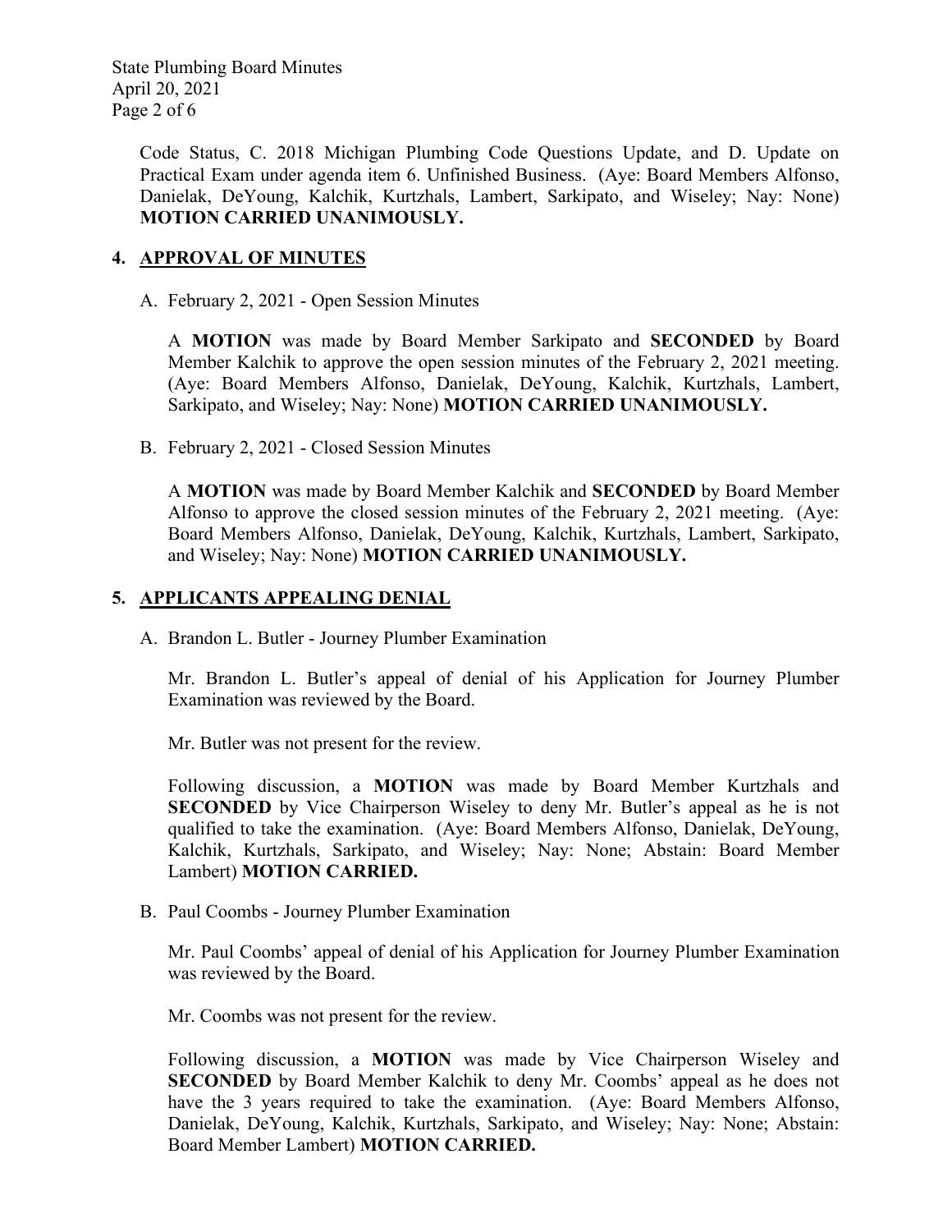Code Status, C. 2018 Michigan Plumbing Code Questions Update, and D. Update on Practical Exam under agenda item 6. Unfinished Business. (Aye: Board Members Alfonso, Danielak, DeYoung, Kalchik, Kurtzhals, Lambert, Sarkipato, and Wiseley; Nay: None) **MOTION CARRIED UNANIMOUSLY.**

## 4. APPROVAL OF MINUTES

A. February 2, 2021 - Open Session Minutes

A **MOTION** was made by Board Member Sarkipato and **SECONDED** by Board Member Kalchik to approve the open session minutes of the February 2, 2021 meeting. (Aye: Board Members Alfonso, Danielak, DeYoung, Kalchik, Kurtzhals, Lambert, Sarkipato, and Wiseley; Nay: None) **MOTION CARRIED UNANIMOUSLY.**

B. February 2, 2021 - Closed Session Minutes

A **MOTION** was made by Board Member Kalchik and **SECONDED** by Board Member Alfonso to approve the closed session minutes of the February 2, 2021 meeting. (Aye: Board Members Alfonso, Danielak, DeYoung, Kalchik, Kurtzhals, Lambert, Sarkipato, and Wiseley; Nay: None) **MOTION CARRIED UNANIMOUSLY.**

## 5. APPLICANTS APPEALING DENIAL

A. Brandon L. Butler - Journey Plumber Examination

Mr. Brandon L. Butler's appeal of denial of his Application for Journey Plumber Examination was reviewed by the Board.

Mr. Butler was not present for the review.

Following discussion, a **MOTION** was made by Board Member Kurtzhals and **SECONDED** by Vice Chairperson Wiseley to deny Mr. Butler's appeal as he is not qualified to take the examination. (Aye: Board Members Alfonso, Danielak, DeYoung, Kalchik, Kurtzhals, Sarkipato, and Wiseley; Nay: None; Abstain: Board Member Lambert) **MOTION CARRIED.**

B. Paul Coombs - Journey Plumber Examination

Mr. Paul Coombs' appeal of denial of his Application for Journey Plumber Examination was reviewed by the Board.

Mr. Coombs was not present for the review.

Following discussion, a **MOTION** was made by Vice Chairperson Wiseley and **SECONDED** by Board Member Kalchik to deny Mr. Coombs' appeal as he does not have the 3 years required to take the examination. (Aye: Board Members Alfonso, Danielak, DeYoung, Kalchik, Kurtzhals, Sarkipato, and Wiseley; Nay: None; Abstain: Board Member Lambert) **MOTION CARRIED.**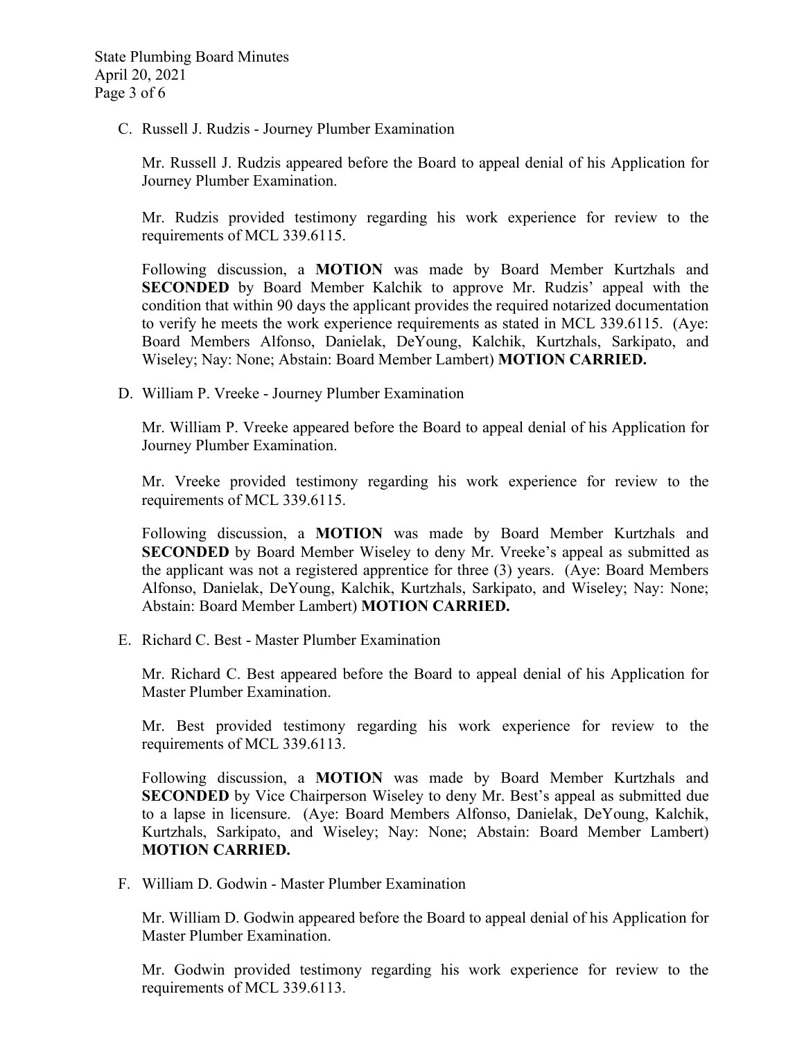C. Russell J. Rudzis - Journey Plumber Examination

Mr. Russell J. Rudzis appeared before the Board to appeal denial of his Application for Journey Plumber Examination.

Mr. Rudzis provided testimony regarding his work experience for review to the requirements of MCL 339.6115.

Following discussion, a **MOTION** was made by Board Member Kurtzhals and **SECONDED** by Board Member Kalchik to approve Mr. Rudzis' appeal with the condition that within 90 days the applicant provides the required notarized documentation to verify he meets the work experience requirements as stated in MCL 339.6115. (Aye: Board Members Alfonso, Danielak, DeYoung, Kalchik, Kurtzhals, Sarkipato, and Wiseley; Nay: None; Abstain: Board Member Lambert) **MOTION CARRIED.**

D. William P. Vreeke - Journey Plumber Examination

Mr. William P. Vreeke appeared before the Board to appeal denial of his Application for Journey Plumber Examination.

Mr. Vreeke provided testimony regarding his work experience for review to the requirements of MCL 339.6115.

Following discussion, a **MOTION** was made by Board Member Kurtzhals and **SECONDED** by Board Member Wiseley to deny Mr. Vreeke's appeal as submitted as the applicant was not a registered apprentice for three (3) years. (Aye: Board Members Alfonso, Danielak, DeYoung, Kalchik, Kurtzhals, Sarkipato, and Wiseley; Nay: None; Abstain: Board Member Lambert) **MOTION CARRIED.**

E. Richard C. Best - Master Plumber Examination

Mr. Richard C. Best appeared before the Board to appeal denial of his Application for Master Plumber Examination.

Mr. Best provided testimony regarding his work experience for review to the requirements of MCL 339.6113.

Following discussion, a **MOTION** was made by Board Member Kurtzhals and **SECONDED** by Vice Chairperson Wiseley to deny Mr. Best's appeal as submitted due to a lapse in licensure. (Aye: Board Members Alfonso, Danielak, DeYoung, Kalchik, Kurtzhals, Sarkipato, and Wiseley; Nay: None; Abstain: Board Member Lambert) **MOTION CARRIED.**

F. William D. Godwin - Master Plumber Examination

Mr. William D. Godwin appeared before the Board to appeal denial of his Application for Master Plumber Examination.

Mr. Godwin provided testimony regarding his work experience for review to the requirements of MCL 339.6113.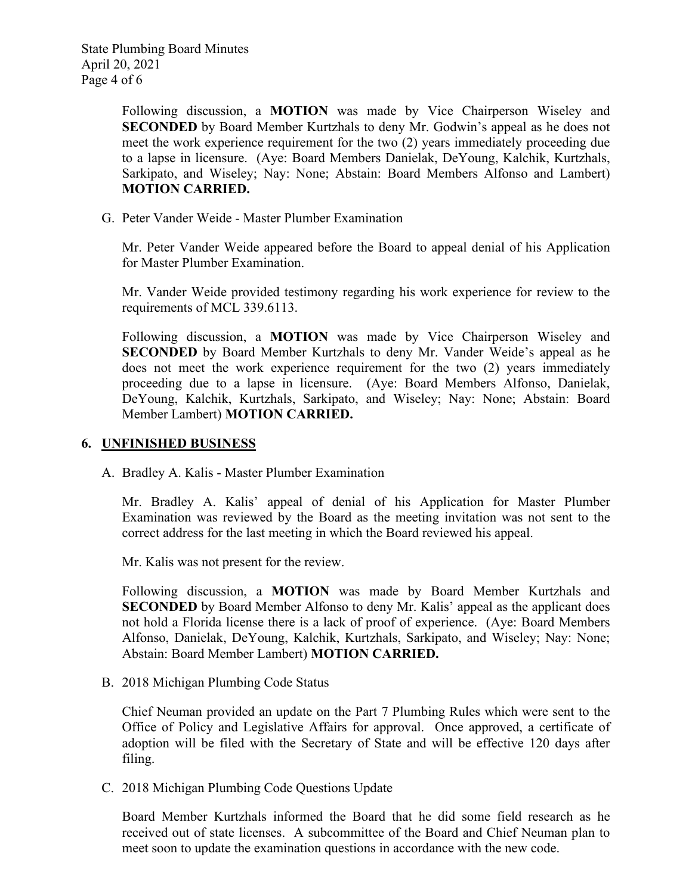Following discussion, a **MOTION** was made by Vice Chairperson Wiseley and **SECONDED** by Board Member Kurtzhals to deny Mr. Godwin's appeal as he does not meet the work experience requirement for the two (2) years immediately proceeding due to a lapse in licensure. (Aye: Board Members Danielak, DeYoung, Kalchik, Kurtzhals, Sarkipato, and Wiseley; Nay: None; Abstain: Board Members Alfonso and Lambert) **MOTION CARRIED.**

G. Peter Vander Weide - Master Plumber Examination

Mr. Peter Vander Weide appeared before the Board to appeal denial of his Application for Master Plumber Examination.

Mr. Vander Weide provided testimony regarding his work experience for review to the requirements of MCL 339.6113.

Following discussion, a **MOTION** was made by Vice Chairperson Wiseley and **SECONDED** by Board Member Kurtzhals to deny Mr. Vander Weide's appeal as he does not meet the work experience requirement for the two (2) years immediately proceeding due to a lapse in licensure. (Aye: Board Members Alfonso, Danielak, DeYoung, Kalchik, Kurtzhals, Sarkipato, and Wiseley; Nay: None; Abstain: Board Member Lambert) **MOTION CARRIED.**

## 6. UNFINISHED BUSINESS

A. Bradley A. Kalis - Master Plumber Examination

Mr. Bradley A. Kalis' appeal of denial of his Application for Master Plumber Examination was reviewed by the Board as the meeting invitation was not sent to the correct address for the last meeting in which the Board reviewed his appeal.

Mr. Kalis was not present for the review.

Following discussion, a **MOTION** was made by Board Member Kurtzhals and **SECONDED** by Board Member Alfonso to deny Mr. Kalis' appeal as the applicant does not hold a Florida license there is a lack of proof of experience. (Aye: Board Members Alfonso, Danielak, DeYoung, Kalchik, Kurtzhals, Sarkipato, and Wiseley; Nay: None; Abstain: Board Member Lambert) **MOTION CARRIED.**

B. 2018 Michigan Plumbing Code Status

Chief Neuman provided an update on the Part 7 Plumbing Rules which were sent to the Office of Policy and Legislative Affairs for approval. Once approved, a certificate of adoption will be filed with the Secretary of State and will be effective 120 days after filing.

C. 2018 Michigan Plumbing Code Questions Update

Board Member Kurtzhals informed the Board that he did some field research as he received out of state licenses. A subcommittee of the Board and Chief Neuman plan to meet soon to update the examination questions in accordance with the new code.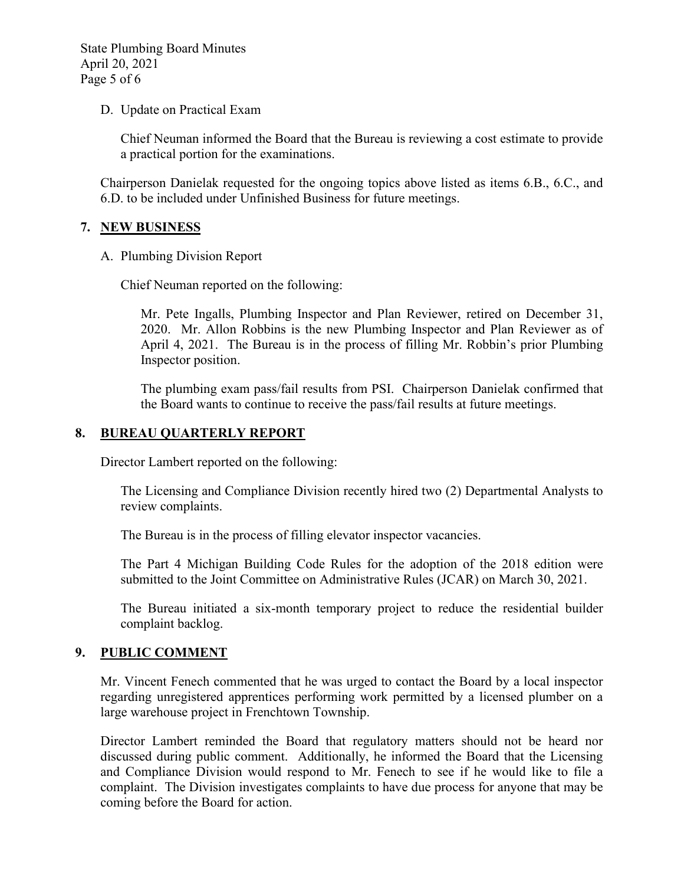D. Update on Practical Exam

Chief Neuman informed the Board that the Bureau is reviewing a cost estimate to provide a practical portion for the examinations.

Chairperson Danielak requested for the ongoing topics above listed as items 6.B., 6.C., and 6.D. to be included under Unfinished Business for future meetings.

## 7. NEW BUSINESS

A. Plumbing Division Report

Chief Neuman reported on the following:

Mr. Pete Ingalls, Plumbing Inspector and Plan Reviewer, retired on December 31, 2020. Mr. Allon Robbins is the new Plumbing Inspector and Plan Reviewer as of April 4, 2021. The Bureau is in the process of filling Mr. Robbin's prior Plumbing Inspector position.

The plumbing exam pass/fail results from PSI. Chairperson Danielak confirmed that the Board wants to continue to receive the pass/fail results at future meetings.

## 8. BUREAU QUARTERLY REPORT

Director Lambert reported on the following:

The Licensing and Compliance Division recently hired two (2) Departmental Analysts to review complaints.

The Bureau is in the process of filling elevator inspector vacancies.

The Part 4 Michigan Building Code Rules for the adoption of the 2018 edition were submitted to the Joint Committee on Administrative Rules (JCAR) on March 30, 2021.

The Bureau initiated a six-month temporary project to reduce the residential builder complaint backlog.

## 9. PUBLIC COMMENT

Mr. Vincent Fenech commented that he was urged to contact the Board by a local inspector regarding unregistered apprentices performing work permitted by a licensed plumber on a large warehouse project in Frenchtown Township.

Director Lambert reminded the Board that regulatory matters should not be heard nor discussed during public comment. Additionally, he informed the Board that the Licensing and Compliance Division would respond to Mr. Fenech to see if he would like to file a complaint. The Division investigates complaints to have due process for anyone that may be coming before the Board for action.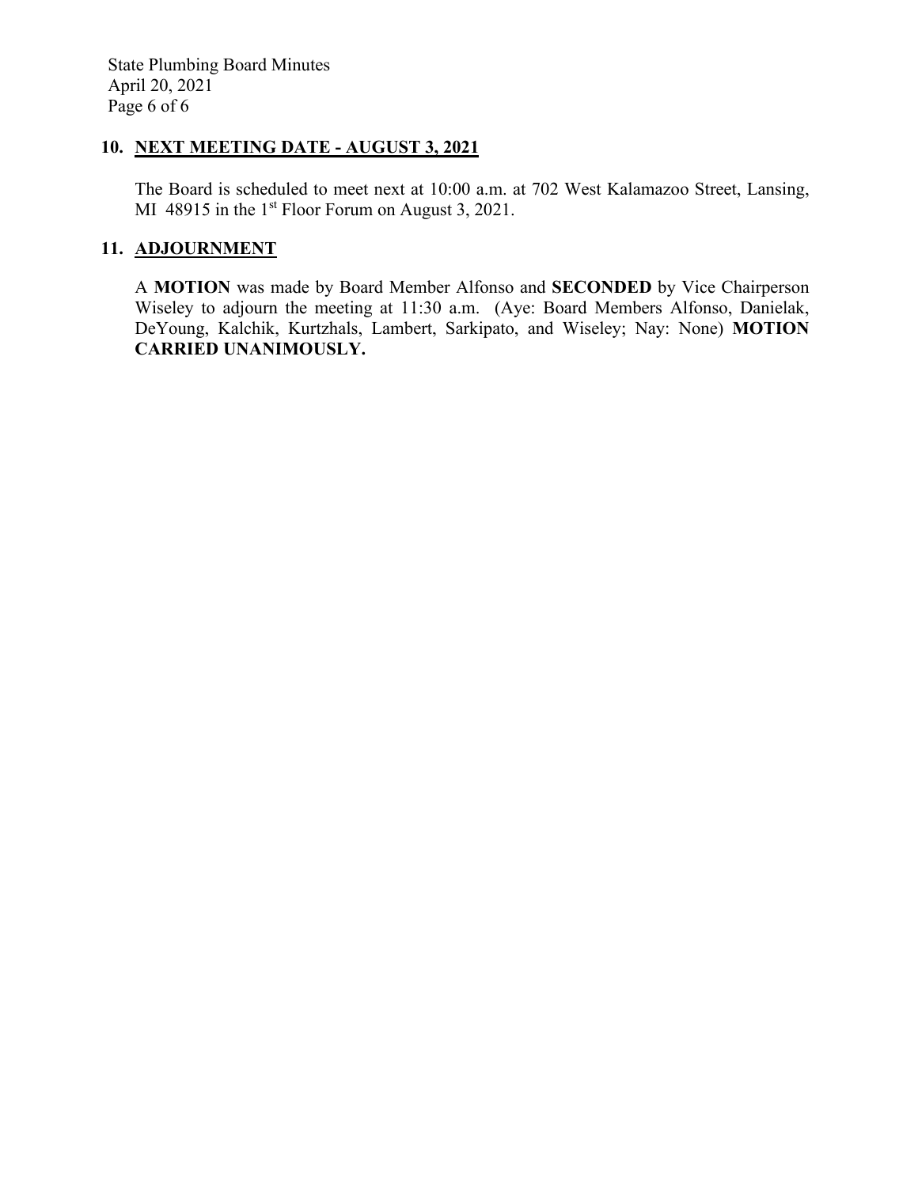## 10. NEXT MEETING DATE - AUGUST 3, 2021

The Board is scheduled to meet next at 10:00 a.m. at 702 West Kalamazoo Street, Lansing, MI 48915 in the 1st Floor Forum on August 3, 2021.

## 11. ADJOURNMENT

A **MOTION** was made by Board Member Alfonso and **SECONDED** by Vice Chairperson Wiseley to adjourn the meeting at 11:30 a.m. (Aye: Board Members Alfonso, Danielak, DeYoung, Kalchik, Kurtzhals, Lambert, Sarkipato, and Wiseley; Nay: None) **MOTION CARRIED UNANIMOUSLY.**